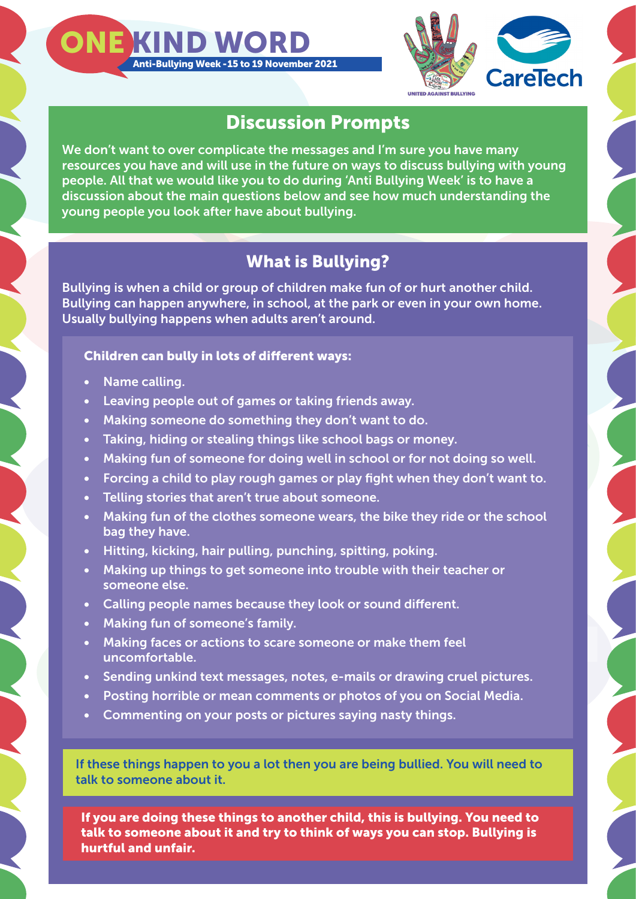# ONE KIND WORD

**Anti-Bullying Week -15 to 19 November 2021**

UNITED AGAINST BULLYING

CareTech

## Discussion Prompts

We don't want to over complicate the messages and I'm sure you have many resources you have and will use in the future on ways to discuss bullying with young people. All that we would like you to do during 'Anti Bullying Week' is to have a discussion about the main questions below and see how much understanding the young people you look after have about bullying.

## What is Bullying?

Bullying is when a child or group of children make fun of or hurt another child. Bullying can happen anywhere, in school, at the park or even in your own home. Usually bullying happens when adults aren't around.

**Children can bully in lots of different ways:**

- Name calling.
- Leaving people out of games or taking friends away.
- Making someone do something they don't want to do.
- Taking, hiding or stealing things like school bags or money.
- Making fun of someone for doing well in school or for not doing so well.
- Forcing a child to play rough games or play fight when they don't want to.
- Telling stories that aren't true about someone.
- Making fun of the clothes someone wears, the bike they ride or the school bag they have.
- Hitting, kicking, hair pulling, punching, spitting, poking.
- Making up things to get someone into trouble with their teacher or someone else.
- Calling people names because they look or sound different.
- Making fun of someone's family.
- Making faces or actions to scare someone or make them feel uncomfortable.
- Sending unkind text messages, notes, e-mails or drawing cruel pictures.
- Posting horrible or mean comments or photos of you on Social Media.
- Commenting on your posts or pictures saying nasty things.

If these things happen to you a lot then you are being bullied. You will need to talk to someone about it.

**If you are doing these things to another child, this is bullying. You need to talk to someone about it and try to think of ways you can stop. Bullying is hurtful and unfair.**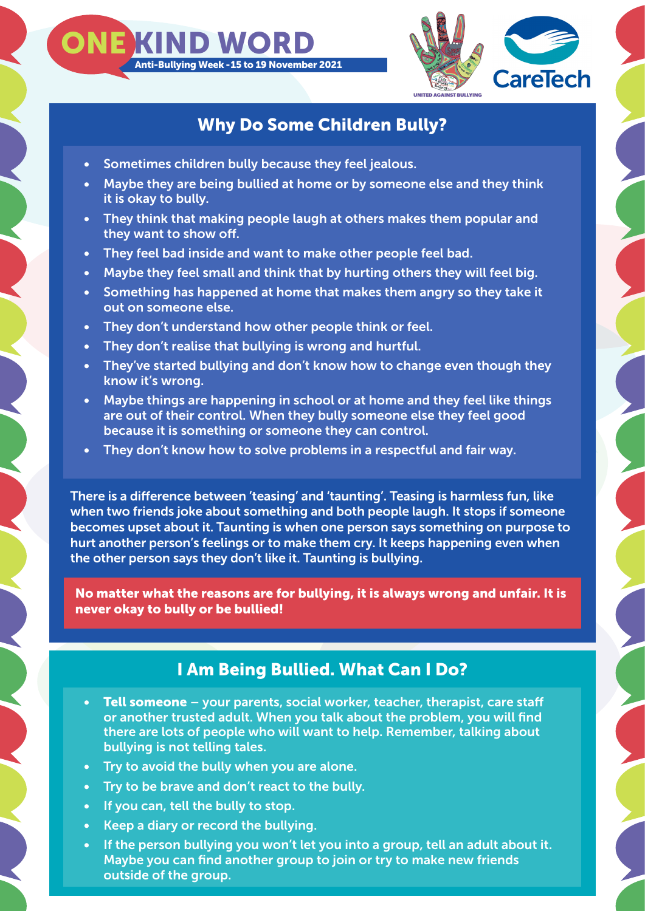# ONE KIND WORD

Anti-Bullying Week -15 to 19 November 2021

UNITED AGAINST BULLYING

CareTech

## Why Do Some Children Bully?

- Sometimes children bully because they feel jealous.
- Maybe they are being bullied at home or by someone else and they think it is okay to bully.
- They think that making people laugh at others makes them popular and they want to show off.
- They feel bad inside and want to make other people feel bad.
- Maybe they feel small and think that by hurting others they will feel big.
- Something has happened at home that makes them angry so they take it out on someone else.
- They don't understand how other people think or feel.
- They don't realise that bullying is wrong and hurtful.
- They've started bullying and don't know how to change even though they know it's wrong.
- Maybe things are happening in school or at home and they feel like things are out of their control. When they bully someone else they feel good because it is something or someone they can control.
- They don't know how to solve problems in a respectful and fair way.

There is a difference between 'teasing' and 'taunting'. Teasing is harmless fun, like when two friends joke about something and both people laugh. It stops if someone becomes upset about it. Taunting is when one person says something on purpose to hurt another person's feelings or to make them cry. It keeps happening even when the other person says they don't like it. Taunting is bullying.

**No matter what the reasons are for bullying, it is always wrong and unfair. It is never okay to bully or be bullied!**

## I Am Being Bullied. What Can I Do?

- **Tell someone** – your parents, social worker, teacher, therapist, care staff or another trusted adult. When you talk about the problem, you will find there are lots of people who will want to help. Remember, talking about bullying is not telling tales.
- Try to avoid the bully when you are alone.
- Try to be brave and don't react to the bully.
- If you can, tell the bully to stop.
- Keep a diary or record the bullying.
- If the person bullying you won't let you into a group, tell an adult about it. Maybe you can find another group to join or try to make new friends outside of the group.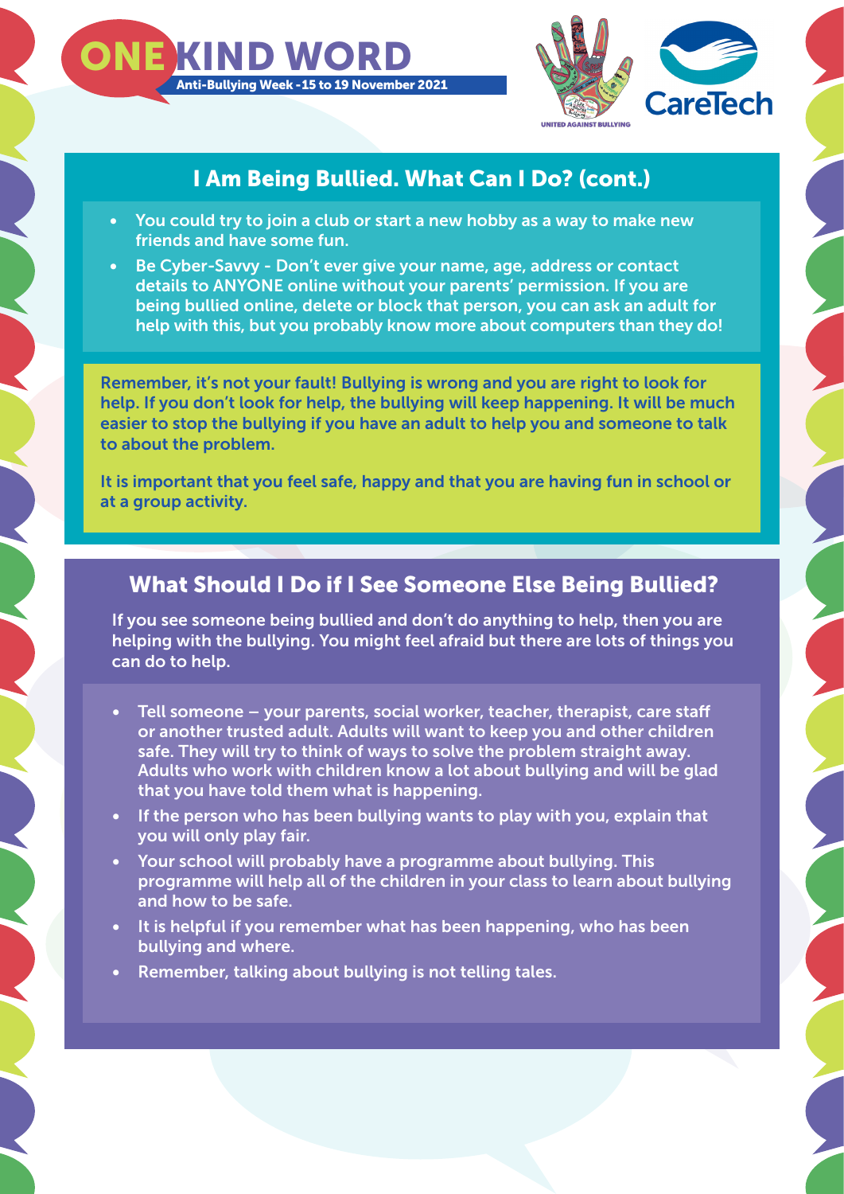## I Am Being Bullied. What Can I Do? (cont.)

- You could try to join a club or start a new hobby as a way to make new friends and have some fun.
- Be Cyber-Savvy - Don't ever give your name, age, address or contact details to ANYONE online without your parents' permission. If you are being bullied online, delete or block that person, you can ask an adult for help with this, but you probably know more about computers than they do!

Remember, it's not your fault! Bullying is wrong and you are right to look for help. If you don't look for help, the bullying will keep happening. It will be much easier to stop the bullying if you have an adult to help you and someone to talk to about the problem.

It is important that you feel safe, happy and that you are having fun in school or at a group activity.

## What Should I Do if I See Someone Else Being Bullied?

If you see someone being bullied and don't do anything to help, then you are helping with the bullying. You might feel afraid but there are lots of things you can do to help.

- Tell someone – your parents, social worker, teacher, therapist, care staff or another trusted adult. Adults will want to keep you and other children safe. They will try to think of ways to solve the problem straight away. Adults who work with children know a lot about bullying and will be glad that you have told them what is happening.
- If the person who has been bullying wants to play with you, explain that you will only play fair.
- Your school will probably have a programme about bullying. This programme will help all of the children in your class to learn about bullying and how to be safe.
- It is helpful if you remember what has been happening, who has been bullying and where.
- Remember, talking about bullying is not telling tales.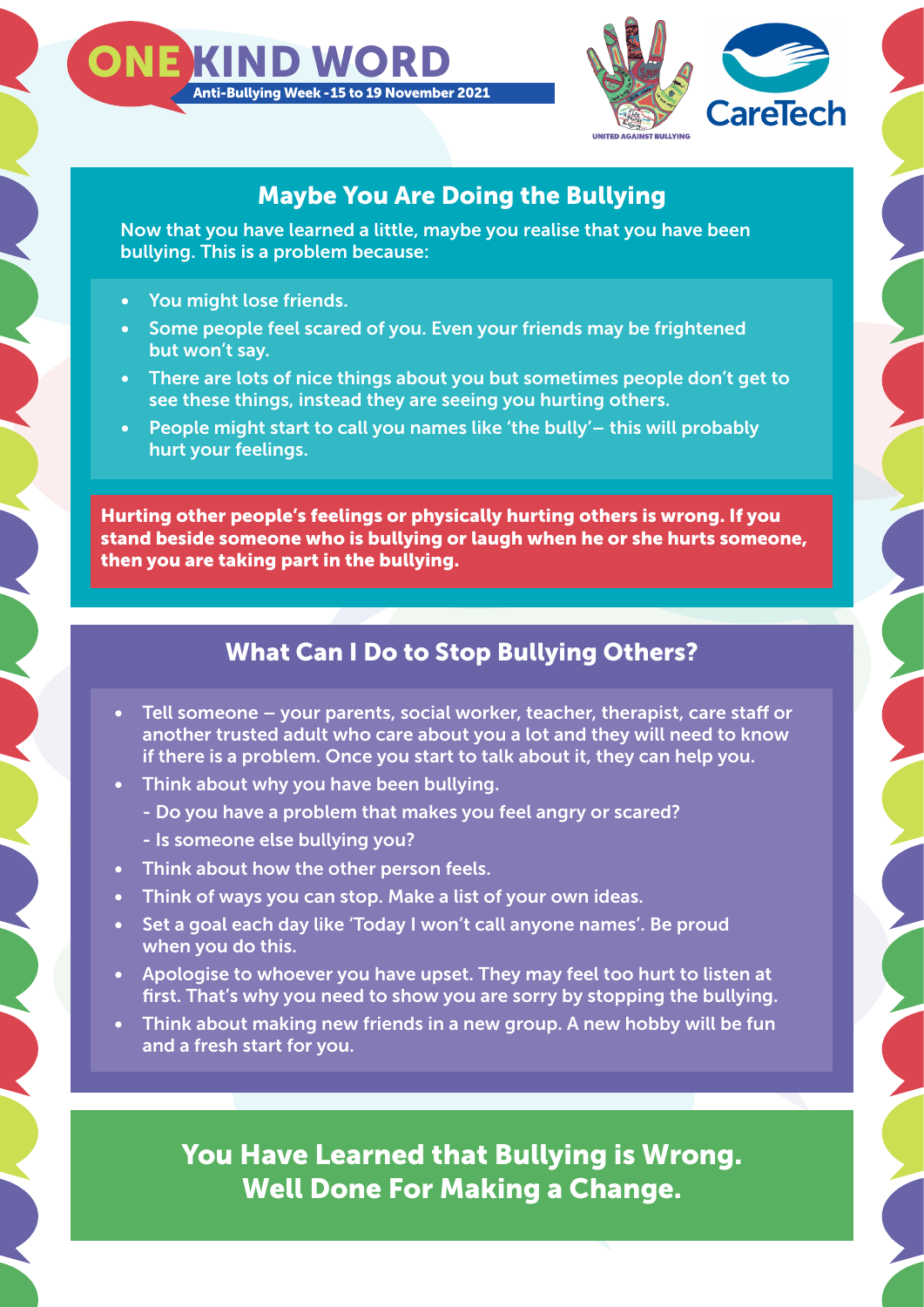ONE KIND WORD

Anti-Bullying Week -15 to 19 November 2021

UNITED AGAINST BULLYING

CareTech

## Maybe You Are Doing the Bullying

Now that you have learned a little, maybe you realise that you have been bullying. This is a problem because:

- You might lose friends.
- Some people feel scared of you. Even your friends may be frightened but won't say.
- There are lots of nice things about you but sometimes people don't get to see these things, instead they are seeing you hurting others.
- People might start to call you names like 'the bully'– this will probably hurt your feelings.

**Hurting other people's feelings or physically hurting others is wrong. If you stand beside someone who is bullying or laugh when he or she hurts someone, then you are taking part in the bullying.**

## What Can I Do to Stop Bullying Others?

- Tell someone – your parents, social worker, teacher, therapist, care staff or another trusted adult who care about you a lot and they will need to know if there is a problem. Once you start to talk about it, they can help you.
- Think about why you have been bullying.
  - Do you have a problem that makes you feel angry or scared?
  - Is someone else bullying you?
- Think about how the other person feels.
- Think of ways you can stop. Make a list of your own ideas.
- Set a goal each day like 'Today I won't call anyone names'. Be proud when you do this.
- Apologise to whoever you have upset. They may feel too hurt to listen at first. That's why you need to show you are sorry by stopping the bullying.
- Think about making new friends in a new group. A new hobby will be fun and a fresh start for you.

## You Have Learned that Bullying is Wrong. Well Done For Making a Change.